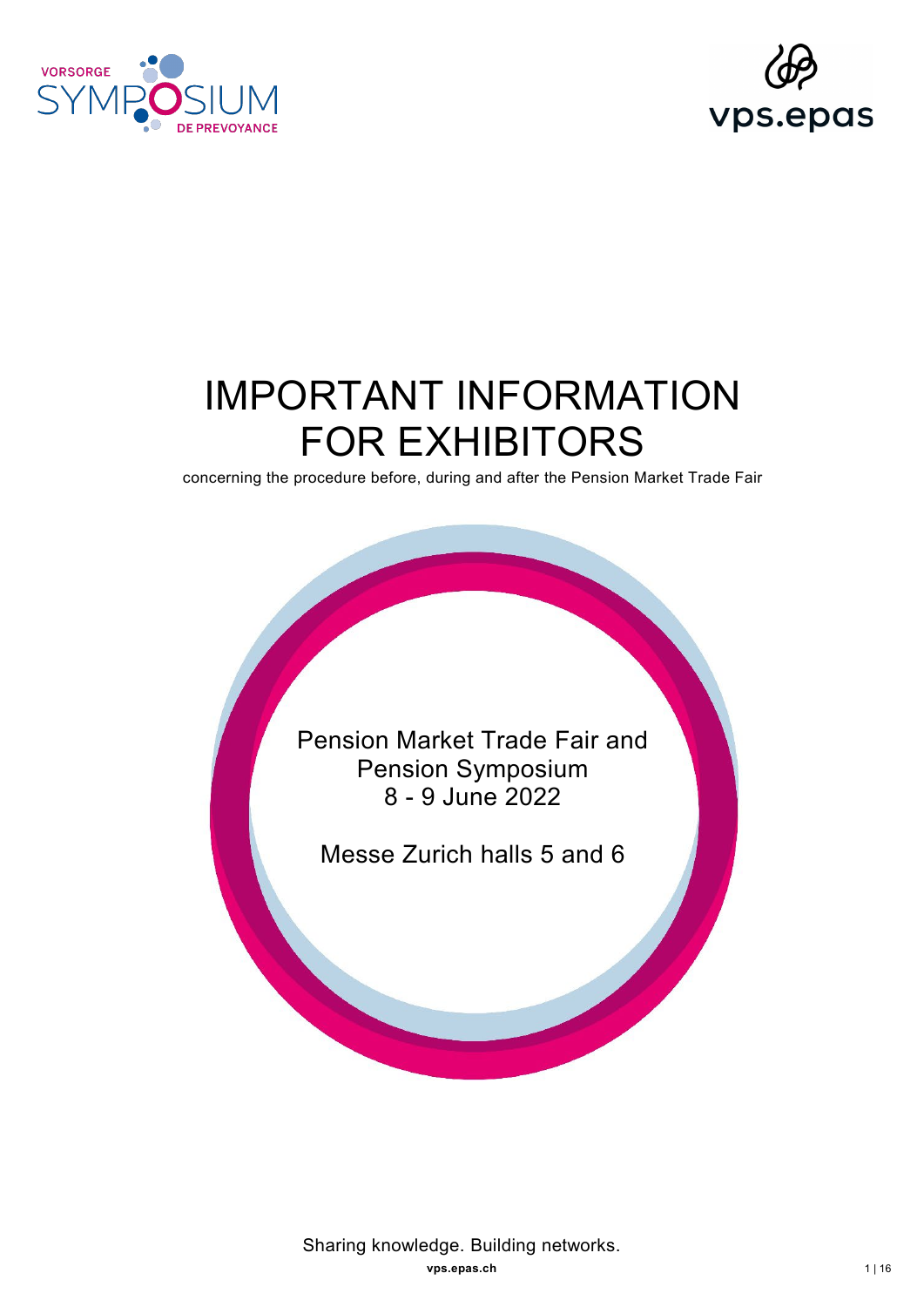# IMPORTANT INFORMATION FOR EXHIBITORS

concerning the procedure before, during and after the Pension Market Trade Fair

Pension Market Trade Fair and Pension Symposium
8 - 9 June 2022

Messe Zurich halls 5 and 6

Sharing knowledge. Building networks.

vps.epas.ch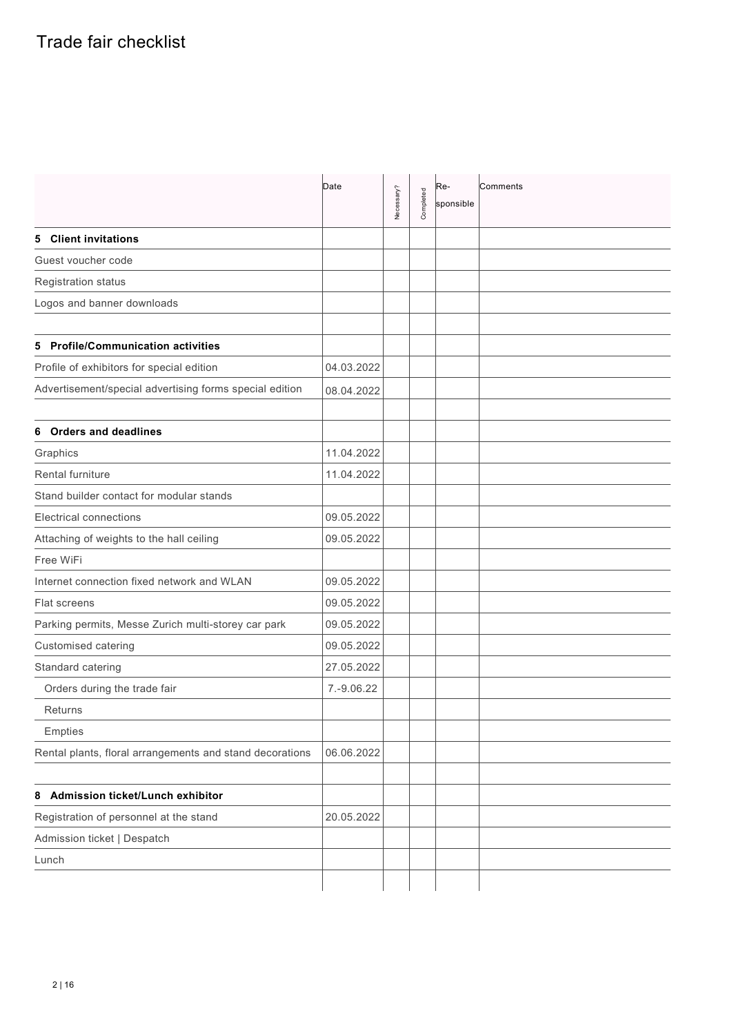# Trade fair checklist

| | Date | Necessary? | Completed | Re-sponsible | Comments |
|---|---|---|---|---|---|
| **5 Client invitations** | | | | | |
| Guest voucher code | | | | | |
| Registration status | | | | | |
| Logos and banner downloads | | | | | |
| | | | | | |
| **5 Profile/Communication activities** | | | | | |
| Profile of exhibitors for special edition | 04.03.2022 | | | | |
| Advertisement/special advertising forms special edition | 08.04.2022 | | | | |
| | | | | | |
| **6 Orders and deadlines** | | | | | |
| Graphics | 11.04.2022 | | | | |
| Rental furniture | 11.04.2022 | | | | |
| Stand builder contact for modular stands | | | | | |
| Electrical connections | 09.05.2022 | | | | |
| Attaching of weights to the hall ceiling | 09.05.2022 | | | | |
| Free WiFi | | | | | |
| Internet connection fixed network and WLAN | 09.05.2022 | | | | |
| Flat screens | 09.05.2022 | | | | |
| Parking permits, Messe Zurich multi-storey car park | 09.05.2022 | | | | |
| Customised catering | 09.05.2022 | | | | |
| Standard catering | 27.05.2022 | | | | |
| Orders during the trade fair | 7.-9.06.22 | | | | |
| Returns | | | | | |
| Empties | | | | | |
| Rental plants, floral arrangements and stand decorations | 06.06.2022 | | | | |
| | | | | | |
| **8 Admission ticket/Lunch exhibitor** | | | | | |
| Registration of personnel at the stand | 20.05.2022 | | | | |
| Admission ticket \| Despatch | | | | | |
| Lunch | | | | | |
| | | | | | |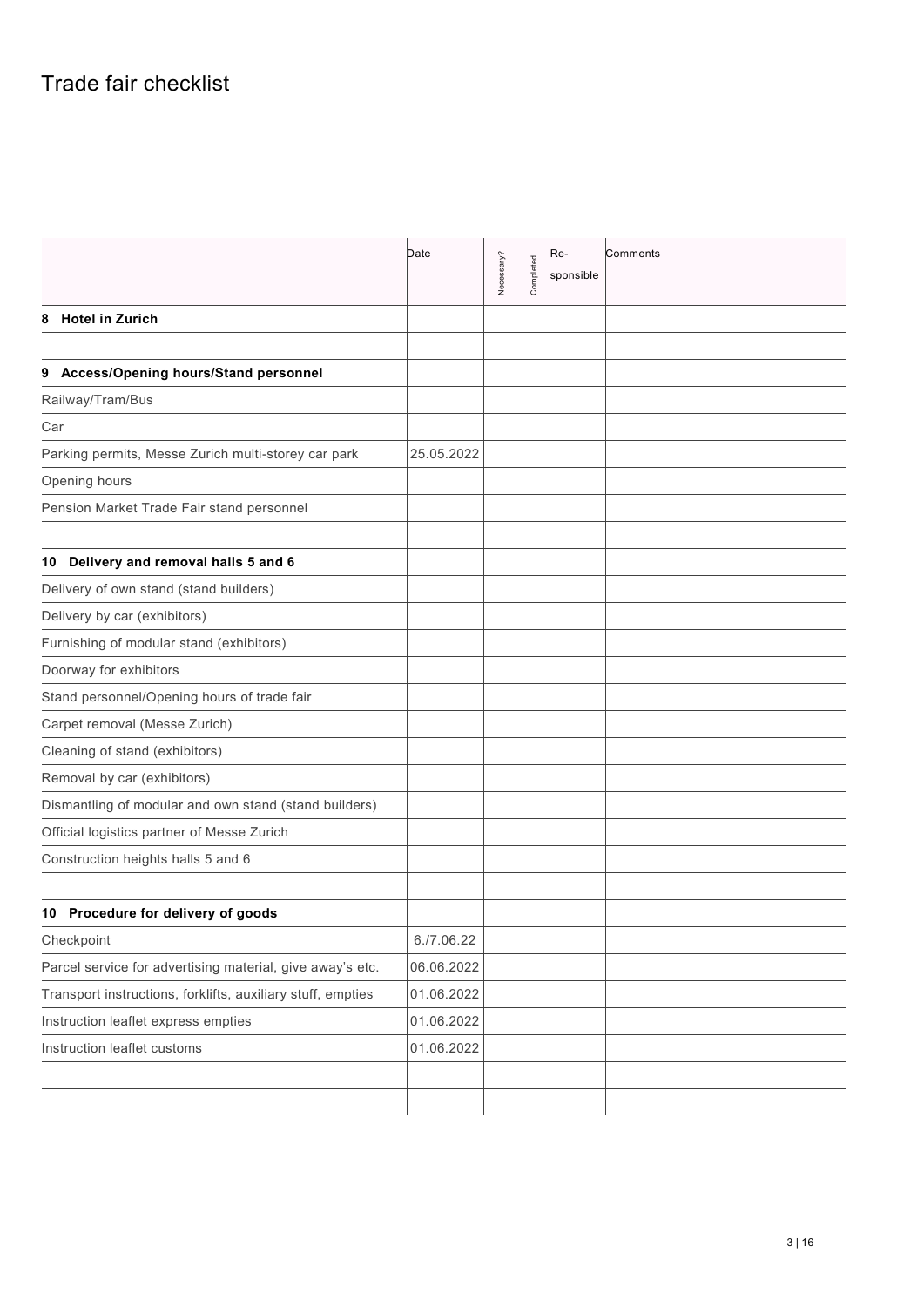# Trade fair checklist

| | Date | Necessary? | Completed | Re-sponsible | Comments |
|---|---|---|---|---|---|
| **8 Hotel in Zurich** | | | | | |
| | | | | | |
| **9 Access/Opening hours/Stand personnel** | | | | | |
| Railway/Tram/Bus | | | | | |
| Car | | | | | |
| Parking permits, Messe Zurich multi-storey car park | 25.05.2022 | | | | |
| Opening hours | | | | | |
| Pension Market Trade Fair stand personnel | | | | | |
| | | | | | |
| **10 Delivery and removal halls 5 and 6** | | | | | |
| Delivery of own stand (stand builders) | | | | | |
| Delivery by car (exhibitors) | | | | | |
| Furnishing of modular stand (exhibitors) | | | | | |
| Doorway for exhibitors | | | | | |
| Stand personnel/Opening hours of trade fair | | | | | |
| Carpet removal (Messe Zurich) | | | | | |
| Cleaning of stand (exhibitors) | | | | | |
| Removal by car (exhibitors) | | | | | |
| Dismantling of modular and own stand (stand builders) | | | | | |
| Official logistics partner of Messe Zurich | | | | | |
| Construction heights halls 5 and 6 | | | | | |
| | | | | | |
| **10 Procedure for delivery of goods** | | | | | |
| Checkpoint | 6./7.06.22 | | | | |
| Parcel service for advertising material, give away's etc. | 06.06.2022 | | | | |
| Transport instructions, forklifts, auxiliary stuff, empties | 01.06.2022 | | | | |
| Instruction leaflet express empties | 01.06.2022 | | | | |
| Instruction leaflet customs | 01.06.2022 | | | | |
| | | | | | |
| | | | | | |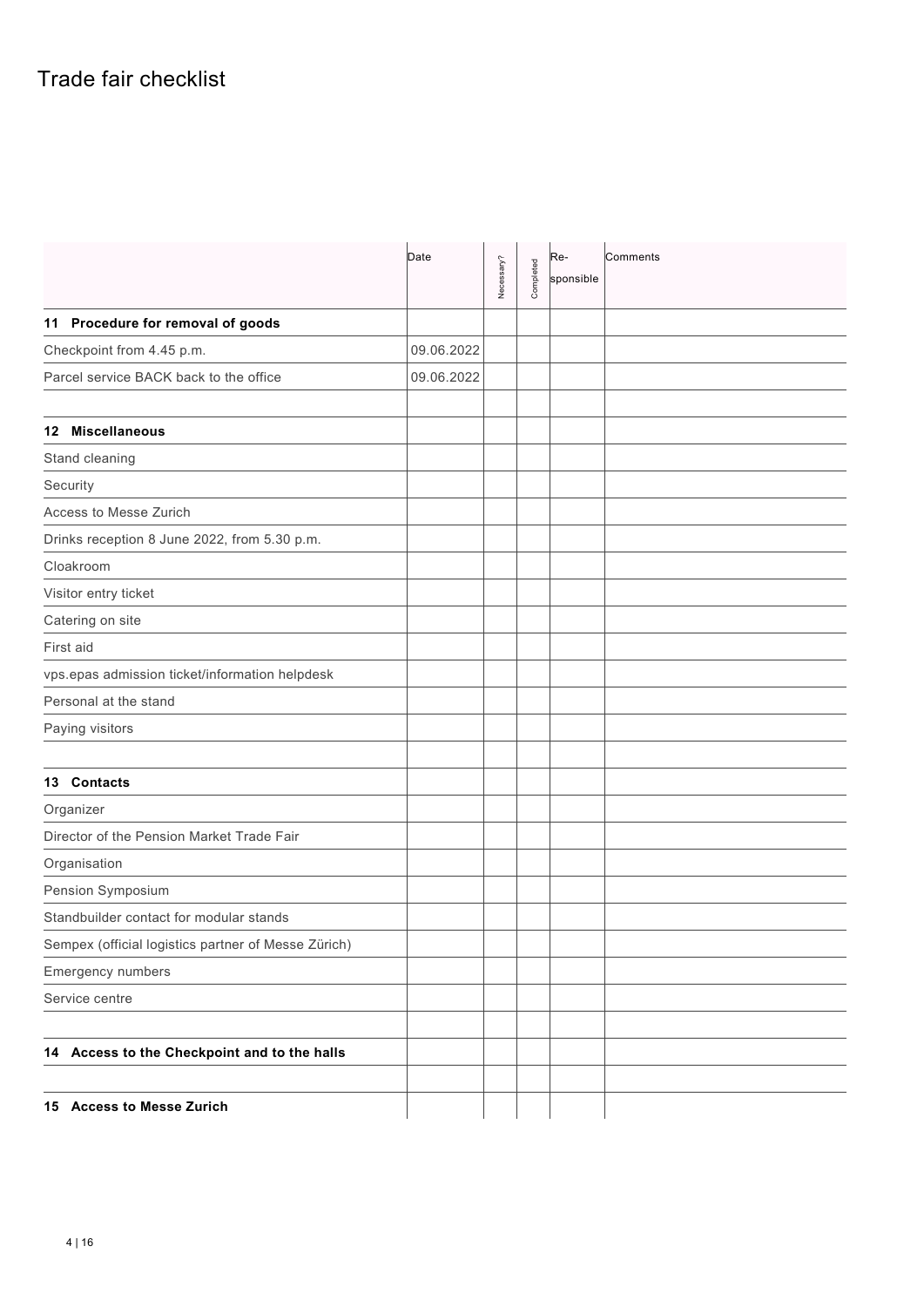# Trade fair checklist

| | Date | Necessary? | Completed | Re-sponsible | Comments |
|---|---|---|---|---|---|
| **11 Procedure for removal of goods** | | | | | |
| Checkpoint from 4.45 p.m. | 09.06.2022 | | | | |
| Parcel service BACK back to the office | 09.06.2022 | | | | |
| | | | | | |
| **12 Miscellaneous** | | | | | |
| Stand cleaning | | | | | |
| Security | | | | | |
| Access to Messe Zurich | | | | | |
| Drinks reception 8 June 2022, from 5.30 p.m. | | | | | |
| Cloakroom | | | | | |
| Visitor entry ticket | | | | | |
| Catering on site | | | | | |
| First aid | | | | | |
| vps.epas admission ticket/information helpdesk | | | | | |
| Personal at the stand | | | | | |
| Paying visitors | | | | | |
| | | | | | |
| **13 Contacts** | | | | | |
| Organizer | | | | | |
| Director of the Pension Market Trade Fair | | | | | |
| Organisation | | | | | |
| Pension Symposium | | | | | |
| Standbuilder contact for modular stands | | | | | |
| Sempex (official logistics partner of Messe Zürich) | | | | | |
| Emergency numbers | | | | | |
| Service centre | | | | | |
| | | | | | |
| **14 Access to the Checkpoint and to the halls** | | | | | |
| | | | | | |
| **15 Access to Messe Zurich** | | | | | |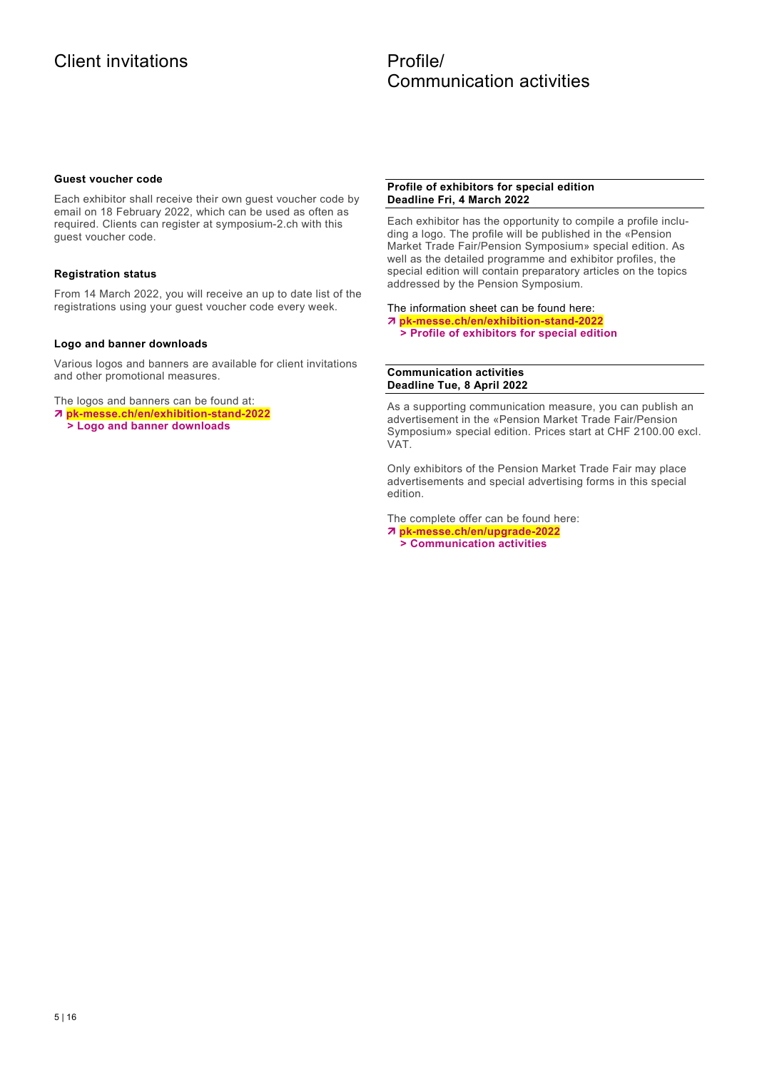# Client invitations

### Guest voucher code

Each exhibitor shall receive their own guest voucher code by email on 18 February 2022, which can be used as often as required. Clients can register at symposium-2.ch with this guest voucher code.

### Registration status

From 14 March 2022, you will receive an up to date list of the registrations using your guest voucher code every week.

### Logo and banner downloads

Various logos and banners are available for client invitations and other promotional measures.

The logos and banners can be found at:
↗ **pk-messe.ch/en/exhibition-stand-2022**
**> Logo and banner downloads**

# Profile/ Communication activities

### Profile of exhibitors for special edition
**Deadline Fri, 4 March 2022**

Each exhibitor has the opportunity to compile a profile including a logo. The profile will be published in the «Pension Market Trade Fair/Pension Symposium» special edition. As well as the detailed programme and exhibitor profiles, the special edition will contain preparatory articles on the topics addressed by the Pension Symposium.

The information sheet can be found here:
↗ **pk-messe.ch/en/exhibition-stand-2022**
**> Profile of exhibitors for special edition**

### Communication activities
**Deadline Tue, 8 April 2022**

As a supporting communication measure, you can publish an advertisement in the «Pension Market Trade Fair/Pension Symposium» special edition. Prices start at CHF 2100.00 excl. VAT.

Only exhibitors of the Pension Market Trade Fair may place advertisements and special advertising forms in this special edition.

The complete offer can be found here:
↗ **pk-messe.ch/en/upgrade-2022**
**> Communication activities**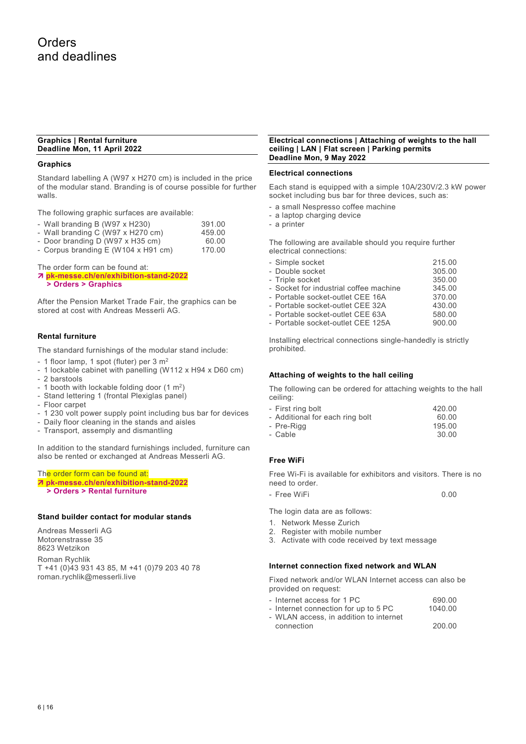# Orders and deadlines

## Graphics | Rental furniture
**Deadline Mon, 11 April 2022**

### Graphics

Standard labelling A (W97 x H270 cm) is included in the price of the modular stand. Branding is of course possible for further walls.

The following graphic surfaces are available:

| Item | Price |
|---|---|
| Wall branding B (W97 x H230) | 391.00 |
| Wall branding C (W97 x H270 cm) | 459.00 |
| Door branding D (W97 x H35 cm) | 60.00 |
| Corpus branding E (W104 x H91 cm) | 170.00 |

The order form can be found at:
↗ **pk-messe.ch/en/exhibition-stand-2022**
**> Orders > Graphics**

After the Pension Market Trade Fair, the graphics can be stored at cost with Andreas Messerli AG.

### Rental furniture

The standard furnishings of the modular stand include:

- 1 floor lamp, 1 spot (fluter) per 3 m²
- 1 lockable cabinet with panelling (W112 x H94 x D60 cm)
- 2 barstools
- 1 booth with lockable folding door (1 m²)
- Stand lettering 1 (frontal Plexiglas panel)
- Floor carpet
- 1 230 volt power supply point including bus bar for devices
- Daily floor cleaning in the stands and aisles
- Transport, assembly and dismantling

In addition to the standard furnishings included, furniture can also be rented or exchanged at Andreas Messerli AG.

The order form can be found at:
↗ **pk-messe.ch/en/exhibition-stand-2022**
**> Orders > Rental furniture**

### Stand builder contact for modular stands

Andreas Messerli AG
Motorenstrasse 35
8623 Wetzikon

Roman Rychlik
T +41 (0)43 931 43 85, M +41 (0)79 203 40 78
roman.rychlik@messerli.live

## Electrical connections | Attaching of weights to the hall ceiling | LAN | Flat screen | Parking permits
**Deadline Mon, 9 May 2022**

### Electrical connections

Each stand is equipped with a simple 10A/230V/2.3 kW power socket including bus bar for three devices, such as:

- a small Nespresso coffee machine
- a laptop charging device
- a printer

The following are available should you require further electrical connections:

| Item | Price |
|---|---|
| Simple socket | 215.00 |
| Double socket | 305.00 |
| Triple socket | 350.00 |
| Socket for industrial coffee machine | 345.00 |
| Portable socket-outlet CEE 16A | 370.00 |
| Portable socket-outlet CEE 32A | 430.00 |
| Portable socket-outlet CEE 63A | 580.00 |
| Portable socket-outlet CEE 125A | 900.00 |

Installing electrical connections single-handedly is strictly prohibited.

### Attaching of weights to the hall ceiling

The following can be ordered for attaching weights to the hall ceiling:

| Item | Price |
|---|---|
| First ring bolt | 420.00 |
| Additional for each ring bolt | 60.00 |
| Pre-Rigg | 195.00 |
| Cable | 30.00 |

### Free WiFi

Free Wi-Fi is available for exhibitors and visitors. There is no need to order.

| Item | Price |
|---|---|
| Free WiFi | 0.00 |

The login data are as follows:

1. Network Messe Zurich
2. Register with mobile number
3. Activate with code received by text message

### Internet connection fixed network and WLAN

Fixed network and/or WLAN Internet access can also be provided on request:

| Item | Price |
|---|---|
| Internet access for 1 PC | 690.00 |
| Internet connection for up to 5 PC | 1040.00 |
| WLAN access, in addition to internet connection | 200.00 |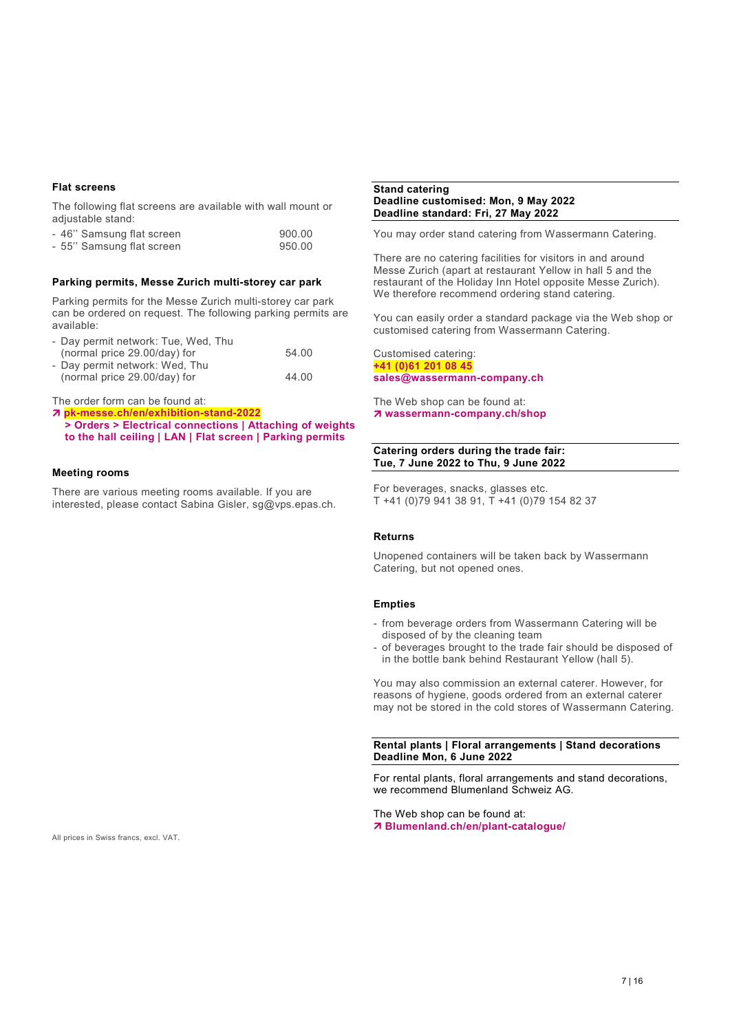### Flat screens

The following flat screens are available with wall mount or adjustable stand:

- 46'' Samsung flat screen 900.00
- 55'' Samsung flat screen 950.00

### Parking permits, Messe Zurich multi-storey car park

Parking permits for the Messe Zurich multi-storey car park can be ordered on request. The following parking permits are available:

- Day permit network: Tue, Wed, Thu (normal price 29.00/day) for 54.00
- Day permit network: Wed, Thu (normal price 29.00/day) for 44.00

The order form can be found at:
↗ **pk-messe.ch/en/exhibition-stand-2022**
**> Orders > Electrical connections | Attaching of weights to the hall ceiling | LAN | Flat screen | Parking permits**

### Meeting rooms

There are various meeting rooms available. If you are interested, please contact Sabina Gisler, sg@vps.epas.ch.

All prices in Swiss francs, excl. VAT.

### Stand catering
**Deadline customised: Mon, 9 May 2022**
**Deadline standard: Fri, 27 May 2022**

You may order stand catering from Wassermann Catering.

There are no catering facilities for visitors in and around Messe Zurich (apart at restaurant Yellow in hall 5 and the restaurant of the Holiday Inn Hotel opposite Messe Zurich). We therefore recommend ordering stand catering.

You can easily order a standard package via the Web shop or customised catering from Wassermann Catering.

Customised catering:
**+41 (0)61 201 08 45**
**sales@wassermann-company.ch**

The Web shop can be found at:
↗ **wassermann-company.ch/shop**

### Catering orders during the trade fair: Tue, 7 June 2022 to Thu, 9 June 2022

For beverages, snacks, glasses etc.
T +41 (0)79 941 38 91, T +41 (0)79 154 82 37

### Returns

Unopened containers will be taken back by Wassermann Catering, but not opened ones.

### Empties

- from beverage orders from Wassermann Catering will be disposed of by the cleaning team
- of beverages brought to the trade fair should be disposed of in the bottle bank behind Restaurant Yellow (hall 5).

You may also commission an external caterer. However, for reasons of hygiene, goods ordered from an external caterer may not be stored in the cold stores of Wassermann Catering.

### Rental plants | Floral arrangements | Stand decorations
**Deadline Mon, 6 June 2022**

For rental plants, floral arrangements and stand decorations, we recommend Blumenland Schweiz AG.

The Web shop can be found at:
↗ **Blumenland.ch/en/plant-catalogue/**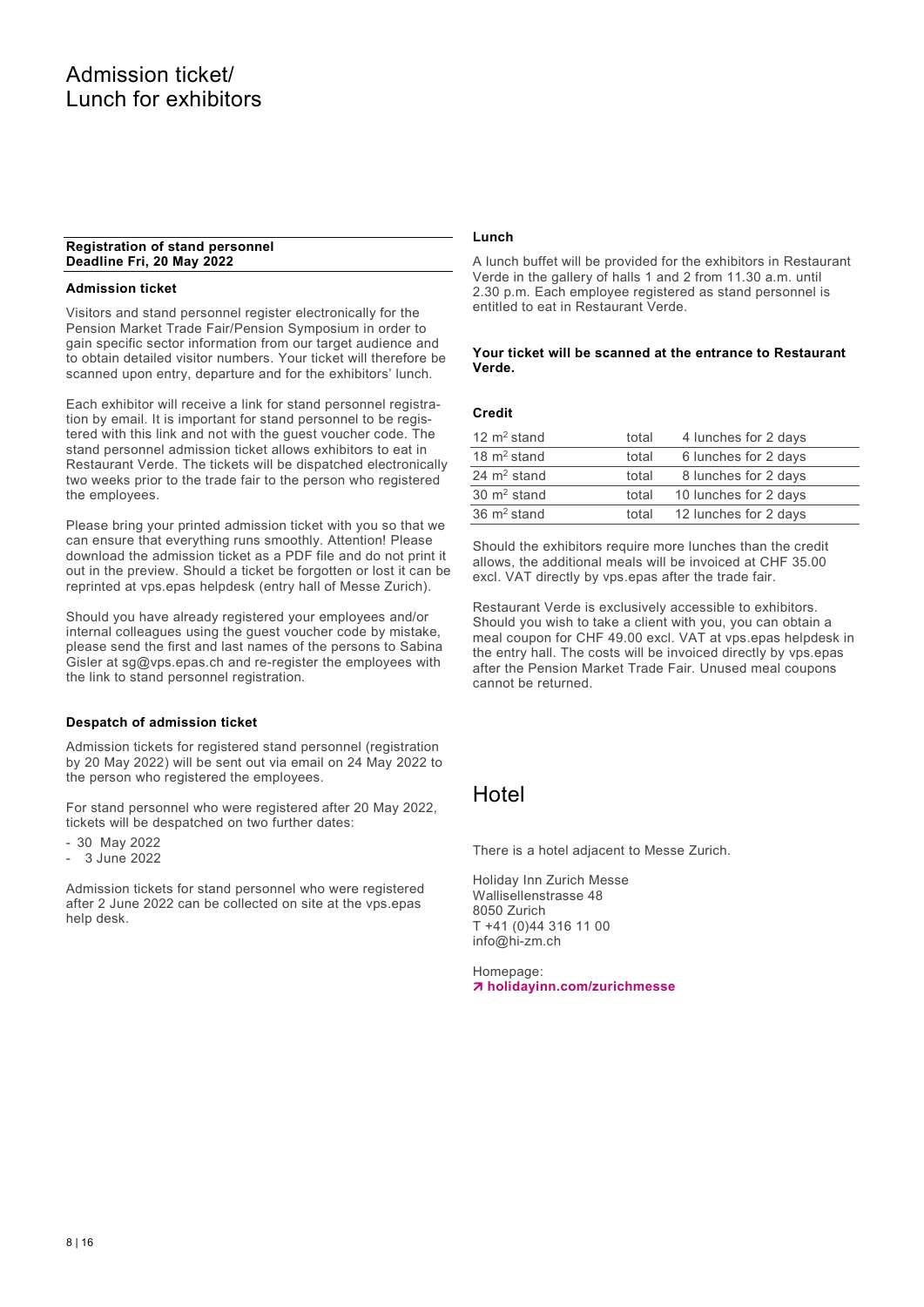# Admission ticket/ Lunch for exhibitors

**Registration of stand personnel**
**Deadline Fri, 20 May 2022**

### Admission ticket

Visitors and stand personnel register electronically for the Pension Market Trade Fair/Pension Symposium in order to gain specific sector information from our target audience and to obtain detailed visitor numbers. Your ticket will therefore be scanned upon entry, departure and for the exhibitors' lunch.

Each exhibitor will receive a link for stand personnel registration by email. It is important for stand personnel to be registered with this link and not with the guest voucher code. The stand personnel admission ticket allows exhibitors to eat in Restaurant Verde. The tickets will be dispatched electronically two weeks prior to the trade fair to the person who registered the employees.

Please bring your printed admission ticket with you so that we can ensure that everything runs smoothly. Attention! Please download the admission ticket as a PDF file and do not print it out in the preview. Should a ticket be forgotten or lost it can be reprinted at vps.epas helpdesk (entry hall of Messe Zurich).

Should you have already registered your employees and/or internal colleagues using the guest voucher code by mistake, please send the first and last names of the persons to Sabina Gisler at sg@vps.epas.ch and re-register the employees with the link to stand personnel registration.

### Despatch of admission ticket

Admission tickets for registered stand personnel (registration by 20 May 2022) will be sent out via email on 24 May 2022 to the person who registered the employees.

For stand personnel who were registered after 20 May 2022, tickets will be despatched on two further dates:

- 30 May 2022
- 3 June 2022

Admission tickets for stand personnel who were registered after 2 June 2022 can be collected on site at the vps.epas help desk.

### Lunch

A lunch buffet will be provided for the exhibitors in Restaurant Verde in the gallery of halls 1 and 2 from 11.30 a.m. until 2.30 p.m. Each employee registered as stand personnel is entitled to eat in Restaurant Verde.

**Your ticket will be scanned at the entrance to Restaurant Verde.**

### Credit

| | | |
|---|---|---|
| 12 m² stand | total | 4 lunches for 2 days |
| 18 m² stand | total | 6 lunches for 2 days |
| 24 m² stand | total | 8 lunches for 2 days |
| 30 m² stand | total | 10 lunches for 2 days |
| 36 m² stand | total | 12 lunches for 2 days |

Should the exhibitors require more lunches than the credit allows, the additional meals will be invoiced at CHF 35.00 excl. VAT directly by vps.epas after the trade fair.

Restaurant Verde is exclusively accessible to exhibitors. Should you wish to take a client with you, you can obtain a meal coupon for CHF 49.00 excl. VAT at vps.epas helpdesk in the entry hall. The costs will be invoiced directly by vps.epas after the Pension Market Trade Fair. Unused meal coupons cannot be returned.

## Hotel

There is a hotel adjacent to Messe Zurich.

Holiday Inn Zurich Messe
Wallisellenstrasse 48
8050 Zurich
T +41 (0)44 316 11 00
info@hi-zm.ch

Homepage:
**↗ holidayinn.com/zurichmesse**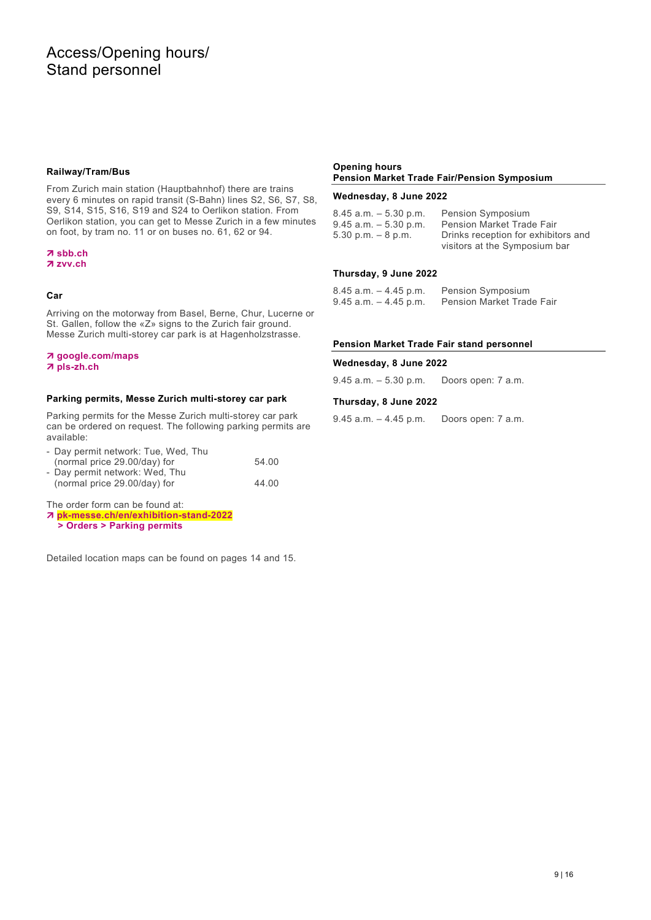# Access/Opening hours/ Stand personnel

### Railway/Tram/Bus

From Zurich main station (Hauptbahnhof) there are trains every 6 minutes on rapid transit (S-Bahn) lines S2, S6, S7, S8, S9, S14, S15, S16, S19 and S24 to Oerlikon station. From Oerlikon station, you can get to Messe Zurich in a few minutes on foot, by tram no. 11 or on buses no. 61, 62 or 94.

**↗ sbb.ch**
**↗ zvv.ch**

### Car

Arriving on the motorway from Basel, Berne, Chur, Lucerne or St. Gallen, follow the «Z» signs to the Zurich fair ground. Messe Zurich multi-storey car park is at Hagenholzstrasse.

**↗ google.com/maps**
**↗ pls-zh.ch**

### Parking permits, Messe Zurich multi-storey car park

Parking permits for the Messe Zurich multi-storey car park can be ordered on request. The following parking permits are available:

| Permit | Price |
|---|---|
| - Day permit network: Tue, Wed, Thu (normal price 29.00/day) for | 54.00 |
| - Day permit network: Wed, Thu (normal price 29.00/day) for | 44.00 |

The order form can be found at:
**↗ pk-messe.ch/en/exhibition-stand-2022 > Orders > Parking permits**

Detailed location maps can be found on pages 14 and 15.

### Opening hours Pension Market Trade Fair/Pension Symposium

**Wednesday, 8 June 2022**

| | |
|---|---|
| 8.45 a.m. – 5.30 p.m. | Pension Symposium |
| 9.45 a.m. – 5.30 p.m. | Pension Market Trade Fair |
| 5.30 p.m. – 8 p.m. | Drinks reception for exhibitors and visitors at the Symposium bar |

**Thursday, 9 June 2022**

| | |
|---|---|
| 8.45 a.m. – 4.45 p.m. | Pension Symposium |
| 9.45 a.m. – 4.45 p.m. | Pension Market Trade Fair |

### Pension Market Trade Fair stand personnel

**Wednesday, 8 June 2022**

| | |
|---|---|
| 9.45 a.m. – 5.30 p.m. | Doors open: 7 a.m. |

**Thursday, 8 June 2022**

| | |
|---|---|
| 9.45 a.m. – 4.45 p.m. | Doors open: 7 a.m. |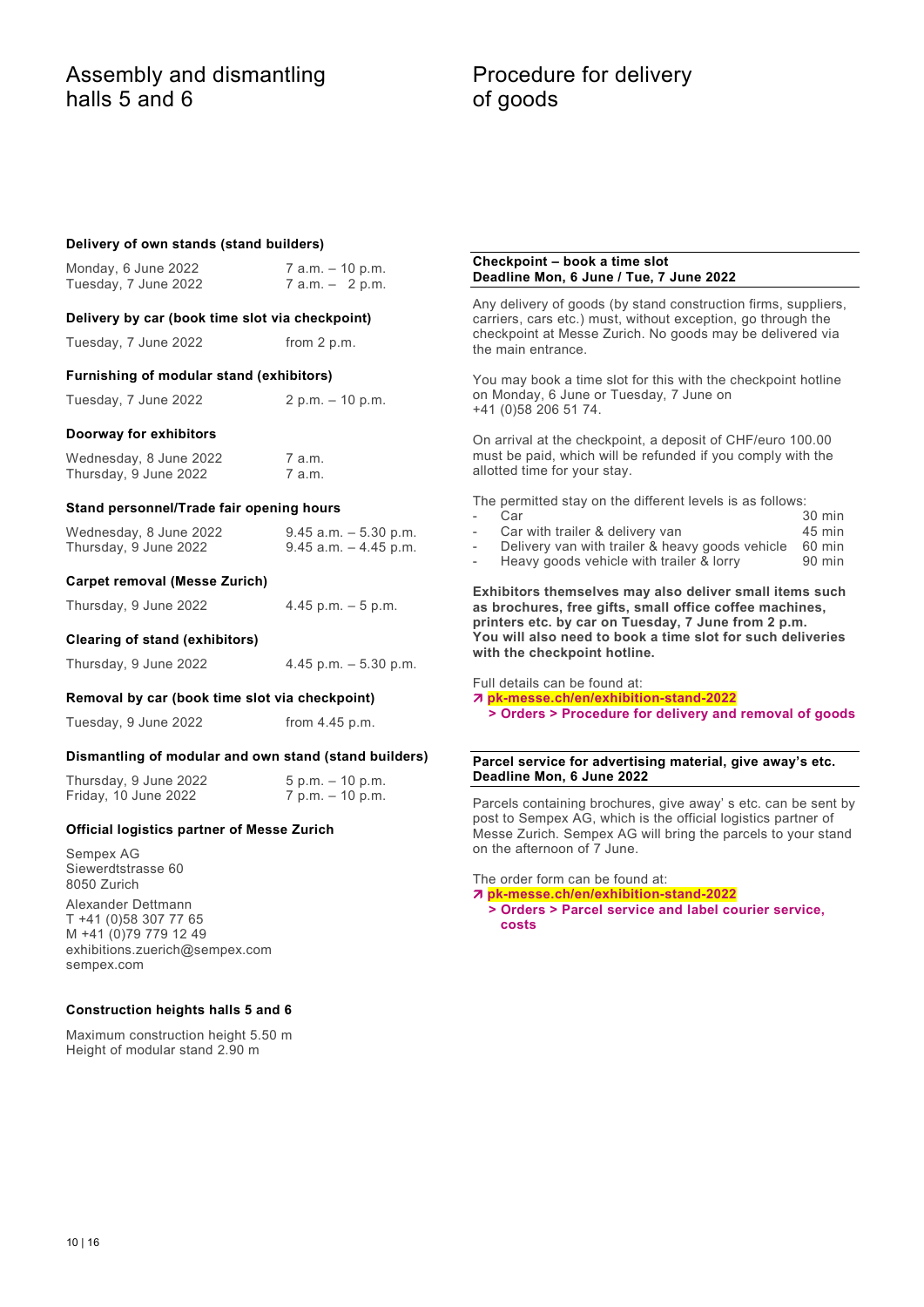# Assembly and dismantling halls 5 and 6

**Delivery of own stands (stand builders)**

| | |
|---|---|
| Monday, 6 June 2022 | 7 a.m. – 10 p.m. |
| Tuesday, 7 June 2022 | 7 a.m. – 2 p.m. |

**Delivery by car (book time slot via checkpoint)**

| | |
|---|---|
| Tuesday, 7 June 2022 | from 2 p.m. |

**Furnishing of modular stand (exhibitors)**

| | |
|---|---|
| Tuesday, 7 June 2022 | 2 p.m. – 10 p.m. |

**Doorway for exhibitors**

| | |
|---|---|
| Wednesday, 8 June 2022 | 7 a.m. |
| Thursday, 9 June 2022 | 7 a.m. |

**Stand personnel/Trade fair opening hours**

| | |
|---|---|
| Wednesday, 8 June 2022 | 9.45 a.m. – 5.30 p.m. |
| Thursday, 9 June 2022 | 9.45 a.m. – 4.45 p.m. |

**Carpet removal (Messe Zurich)**

| | |
|---|---|
| Thursday, 9 June 2022 | 4.45 p.m. – 5 p.m. |

**Clearing of stand (exhibitors)**

| | |
|---|---|
| Thursday, 9 June 2022 | 4.45 p.m. – 5.30 p.m. |

**Removal by car (book time slot via checkpoint)**

| | |
|---|---|
| Tuesday, 9 June 2022 | from 4.45 p.m. |

**Dismantling of modular and own stand (stand builders)**

| | |
|---|---|
| Thursday, 9 June 2022 | 5 p.m. – 10 p.m. |
| Friday, 10 June 2022 | 7 p.m. – 10 p.m. |

**Official logistics partner of Messe Zurich**

Sempex AG
Siewerdtstrasse 60
8050 Zurich

Alexander Dettmann
T +41 (0)58 307 77 65
M +41 (0)79 779 12 49
exhibitions.zuerich@sempex.com
sempex.com

**Construction heights halls 5 and 6**

Maximum construction height 5.50 m
Height of modular stand 2.90 m

# Procedure for delivery of goods

**Checkpoint – book a time slot**
**Deadline Mon, 6 June / Tue, 7 June 2022**

Any delivery of goods (by stand construction firms, suppliers, carriers, cars etc.) must, without exception, go through the checkpoint at Messe Zurich. No goods may be delivered via the main entrance.

You may book a time slot for this with the checkpoint hotline on Monday, 6 June or Tuesday, 7 June on +41 (0)58 206 51 74.

On arrival at the checkpoint, a deposit of CHF/euro 100.00 must be paid, which will be refunded if you comply with the allotted time for your stay.

The permitted stay on the different levels is as follows:

- Car 30 min
- Car with trailer & delivery van 45 min
- Delivery van with trailer & heavy goods vehicle 60 min
- Heavy goods vehicle with trailer & lorry 90 min

**Exhibitors themselves may also deliver small items such as brochures, free gifts, small office coffee machines, printers etc. by car on Tuesday, 7 June from 2 p.m. You will also need to book a time slot for such deliveries with the checkpoint hotline.**

Full details can be found at:
↗ **pk-messe.ch/en/exhibition-stand-2022**
**> Orders > Procedure for delivery and removal of goods**

**Parcel service for advertising material, give away's etc.**
**Deadline Mon, 6 June 2022**

Parcels containing brochures, give away' s etc. can be sent by post to Sempex AG, which is the official logistics partner of Messe Zurich. Sempex AG will bring the parcels to your stand on the afternoon of 7 June.

The order form can be found at:
↗ **pk-messe.ch/en/exhibition-stand-2022**
**> Orders > Parcel service and label courier service, costs**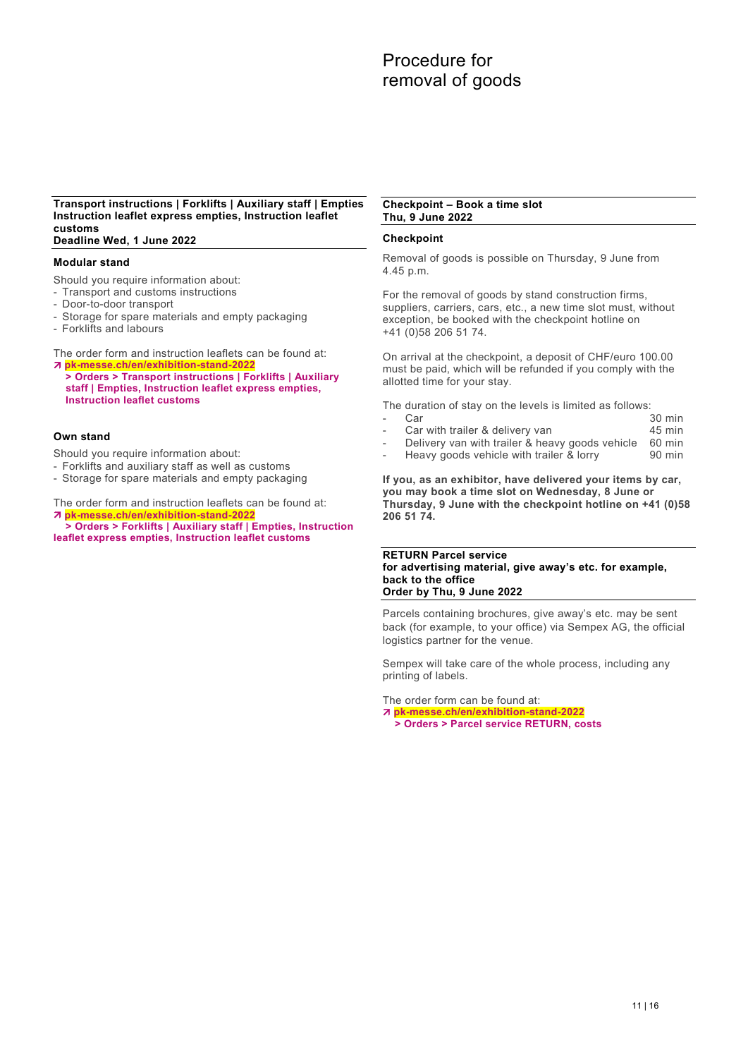# Procedure for removal of goods

**Transport instructions | Forklifts | Auxiliary staff | Empties Instruction leaflet express empties, Instruction leaflet customs**
**Deadline Wed, 1 June 2022**

### Modular stand

Should you require information about:
- Transport and customs instructions
- Door-to-door transport
- Storage for spare materials and empty packaging
- Forklifts and labours

The order form and instruction leaflets can be found at:
↗ **pk-messe.ch/en/exhibition-stand-2022**
**> Orders > Transport instructions | Forklifts | Auxiliary staff | Empties, Instruction leaflet express empties, Instruction leaflet customs**

### Own stand

Should you require information about:
- Forklifts and auxiliary staff as well as customs
- Storage for spare materials and empty packaging

The order form and instruction leaflets can be found at:
↗ **pk-messe.ch/en/exhibition-stand-2022**
**> Orders > Forklifts | Auxiliary staff | Empties, Instruction leaflet express empties, Instruction leaflet customs**

**Checkpoint – Book a time slot**
**Thu, 9 June 2022**

### Checkpoint

Removal of goods is possible on Thursday, 9 June from 4.45 p.m.

For the removal of goods by stand construction firms, suppliers, carriers, cars, etc., a new time slot must, without exception, be booked with the checkpoint hotline on +41 (0)58 206 51 74.

On arrival at the checkpoint, a deposit of CHF/euro 100.00 must be paid, which will be refunded if you comply with the allotted time for your stay.

The duration of stay on the levels is limited as follows:

- Car — 30 min
- Car with trailer & delivery van — 45 min
- Delivery van with trailer & heavy goods vehicle — 60 min
- Heavy goods vehicle with trailer & lorry — 90 min

**If you, as an exhibitor, have delivered your items by car, you may book a time slot on Wednesday, 8 June or Thursday, 9 June with the checkpoint hotline on +41 (0)58 206 51 74.**

**RETURN Parcel service**
**for advertising material, give away's etc. for example, back to the office**
**Order by Thu, 9 June 2022**

Parcels containing brochures, give away's etc. may be sent back (for example, to your office) via Sempex AG, the official logistics partner for the venue.

Sempex will take care of the whole process, including any printing of labels.

The order form can be found at:
↗ **pk-messe.ch/en/exhibition-stand-2022**
**> Orders > Parcel service RETURN, costs**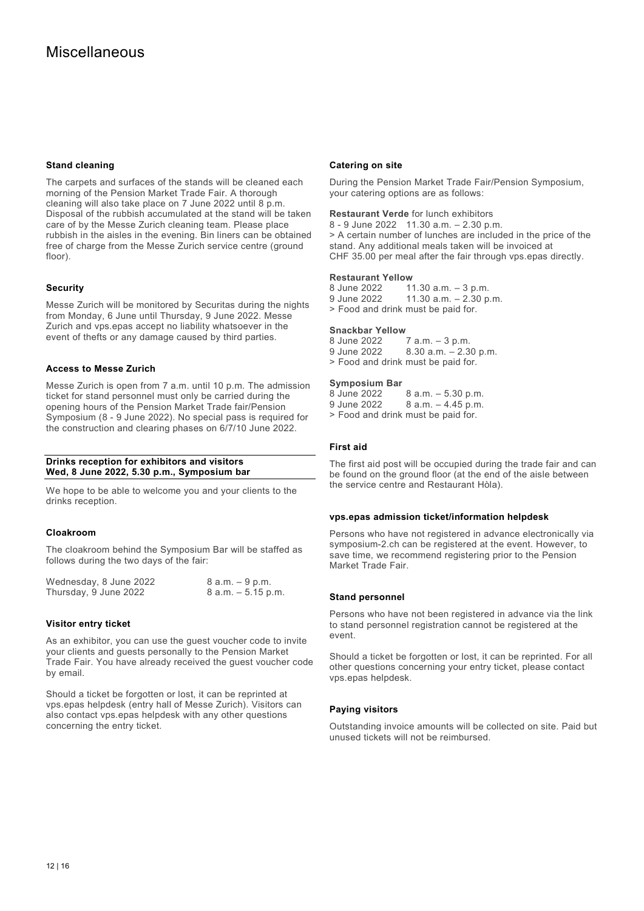# Miscellaneous

### Stand cleaning

The carpets and surfaces of the stands will be cleaned each morning of the Pension Market Trade Fair. A thorough cleaning will also take place on 7 June 2022 until 8 p.m. Disposal of the rubbish accumulated at the stand will be taken care of by the Messe Zurich cleaning team. Please place rubbish in the aisles in the evening. Bin liners can be obtained free of charge from the Messe Zurich service centre (ground floor).

### Security

Messe Zurich will be monitored by Securitas during the nights from Monday, 6 June until Thursday, 9 June 2022. Messe Zurich and vps.epas accept no liability whatsoever in the event of thefts or any damage caused by third parties.

### Access to Messe Zurich

Messe Zurich is open from 7 a.m. until 10 p.m. The admission ticket for stand personnel must only be carried during the opening hours of the Pension Market Trade fair/Pension Symposium (8 - 9 June 2022). No special pass is required for the construction and clearing phases on 6/7/10 June 2022.

### Drinks reception for exhibitors and visitors
**Wed, 8 June 2022, 5.30 p.m., Symposium bar**

We hope to be able to welcome you and your clients to the drinks reception.

### Cloakroom

The cloakroom behind the Symposium Bar will be staffed as follows during the two days of the fair:

| | |
|---|---|
| Wednesday, 8 June 2022 | 8 a.m. – 9 p.m. |
| Thursday, 9 June 2022 | 8 a.m. – 5.15 p.m. |

### Visitor entry ticket

As an exhibitor, you can use the guest voucher code to invite your clients and guests personally to the Pension Market Trade Fair. You have already received the guest voucher code by email.

Should a ticket be forgotten or lost, it can be reprinted at vps.epas helpdesk (entry hall of Messe Zurich). Visitors can also contact vps.epas helpdesk with any other questions concerning the entry ticket.

### Catering on site

During the Pension Market Trade Fair/Pension Symposium, your catering options are as follows:

**Restaurant Verde** for lunch exhibitors
8 - 9 June 2022 11.30 a.m. – 2.30 p.m.
> A certain number of lunches are included in the price of the stand. Any additional meals taken will be invoiced at CHF 35.00 per meal after the fair through vps.epas directly.

**Restaurant Yellow**
8 June 2022 11.30 a.m. – 3 p.m.
9 June 2022 11.30 a.m. – 2.30 p.m.
> Food and drink must be paid for.

**Snackbar Yellow**
8 June 2022 7 a.m. – 3 p.m.
9 June 2022 8.30 a.m. – 2.30 p.m.
> Food and drink must be paid for.

**Symposium Bar**
8 June 2022 8 a.m. – 5.30 p.m.
9 June 2022 8 a.m. – 4.45 p.m.
> Food and drink must be paid for.

### First aid

The first aid post will be occupied during the trade fair and can be found on the ground floor (at the end of the aisle between the service centre and Restaurant Hòla).

### vps.epas admission ticket/information helpdesk

Persons who have not registered in advance electronically via symposium-2.ch can be registered at the event. However, to save time, we recommend registering prior to the Pension Market Trade Fair.

### Stand personnel

Persons who have not been registered in advance via the link to stand personnel registration cannot be registered at the event.

Should a ticket be forgotten or lost, it can be reprinted. For all other questions concerning your entry ticket, please contact vps.epas helpdesk.

### Paying visitors

Outstanding invoice amounts will be collected on site. Paid but unused tickets will not be reimbursed.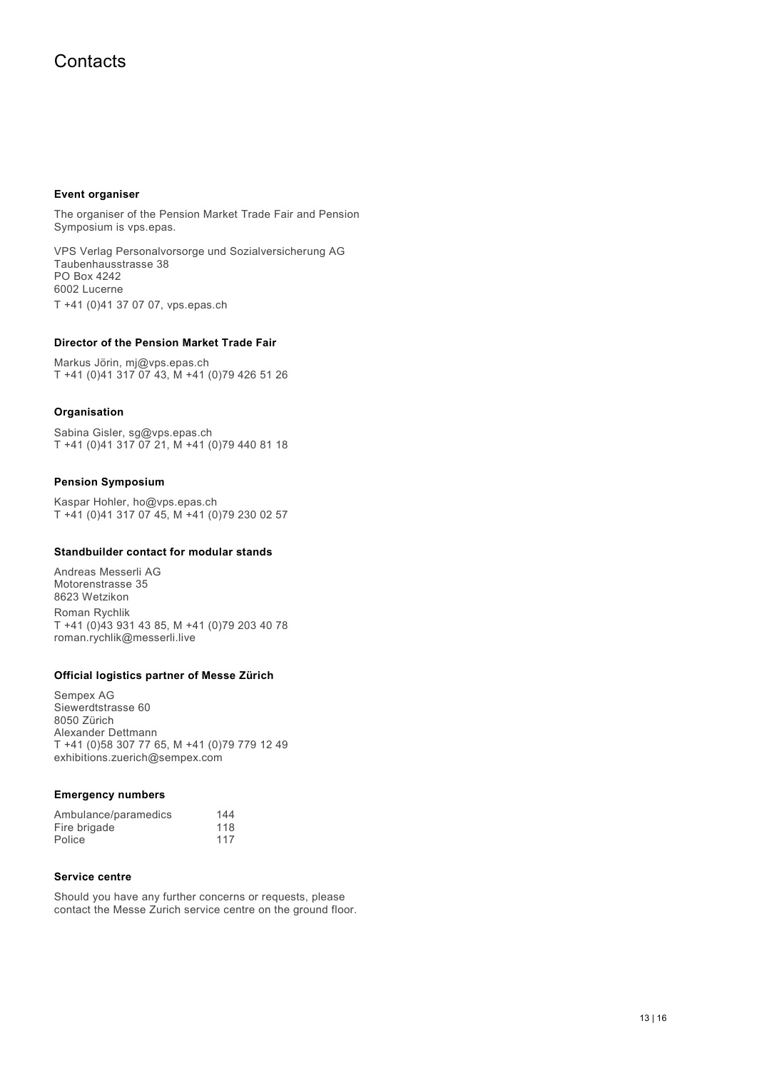# Contacts

### Event organiser

The organiser of the Pension Market Trade Fair and Pension Symposium is vps.epas.

VPS Verlag Personalvorsorge und Sozialversicherung AG
Taubenhausstrasse 38
PO Box 4242
6002 Lucerne

T +41 (0)41 37 07 07, vps.epas.ch

### Director of the Pension Market Trade Fair

Markus Jörin, mj@vps.epas.ch
T +41 (0)41 317 07 43, M +41 (0)79 426 51 26

### Organisation

Sabina Gisler, sg@vps.epas.ch
T +41 (0)41 317 07 21, M +41 (0)79 440 81 18

### Pension Symposium

Kaspar Hohler, ho@vps.epas.ch
T +41 (0)41 317 07 45, M +41 (0)79 230 02 57

### Standbuilder contact for modular stands

Andreas Messerli AG
Motorenstrasse 35
8623 Wetzikon

Roman Rychlik
T +41 (0)43 931 43 85, M +41 (0)79 203 40 78
roman.rychlik@messerli.live

### Official logistics partner of Messe Zürich

Sempex AG
Siewerdtstrasse 60
8050 Zürich
Alexander Dettmann
T +41 (0)58 307 77 65, M +41 (0)79 779 12 49
exhibitions.zuerich@sempex.com

### Emergency numbers

| | |
|---|---|
| Ambulance/paramedics | 144 |
| Fire brigade | 118 |
| Police | 117 |

### Service centre

Should you have any further concerns or requests, please contact the Messe Zurich service centre on the ground floor.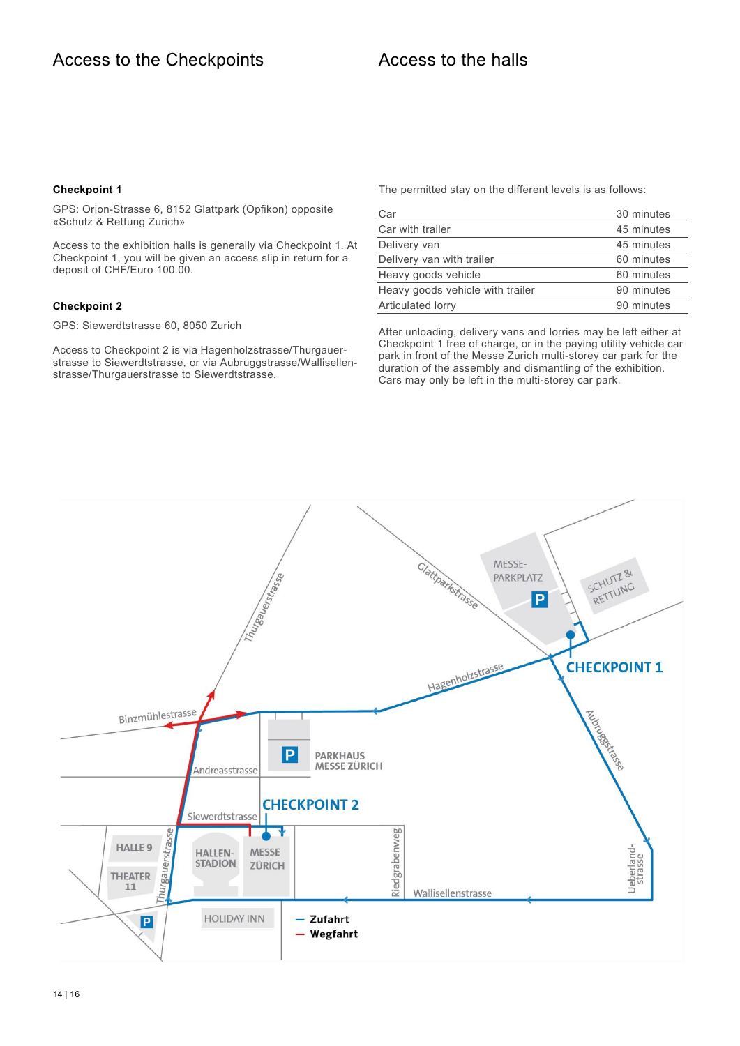# Access to the Checkpoints

### Checkpoint 1

GPS: Orion-Strasse 6, 8152 Glattpark (Opfikon) opposite «Schutz & Rettung Zurich»

Access to the exhibition halls is generally via Checkpoint 1. At Checkpoint 1, you will be given an access slip in return for a deposit of CHF/Euro 100.00.

### Checkpoint 2

GPS: Siewerdtstrasse 60, 8050 Zurich

Access to Checkpoint 2 is via Hagenholzstrasse/Thurgauerstrasse to Siewerdtstrasse, or via Aubruggstrasse/Wallisellenstrasse/Thurgauerstrasse to Siewerdtstrasse.

# Access to the halls

The permitted stay on the different levels is as follows:

| | |
|---|---|
| Car | 30 minutes |
| Car with trailer | 45 minutes |
| Delivery van | 45 minutes |
| Delivery van with trailer | 60 minutes |
| Heavy goods vehicle | 60 minutes |
| Heavy goods vehicle with trailer | 90 minutes |
| Articulated lorry | 90 minutes |

After unloading, delivery vans and lorries may be left either at Checkpoint 1 free of charge, or in the paying utility vehicle car park in front of the Messe Zurich multi-storey car park for the duration of the assembly and dismantling of the exhibition. Cars may only be left in the multi-storey car park.

Thurgauerstrasse, Glattparkstrasse, MESSE-PARKPLATZ, SCHUTZ & RETTUNG, CHECKPOINT 1, Hagenholzstrasse, Binzmühlestrasse, Aubruggstrasse, PARKHAUS MESSE ZÜRICH, Andreasstrasse, CHECKPOINT 2, Siewerdtstrasse, HALLE 9, THEATER 11, HALLENSTADION, MESSE ZÜRICH, Riedgrabenweg, Wallisellenstrasse, Ueberlandstrasse, HOLIDAY INN

— Zufahrt
— Wegfahrt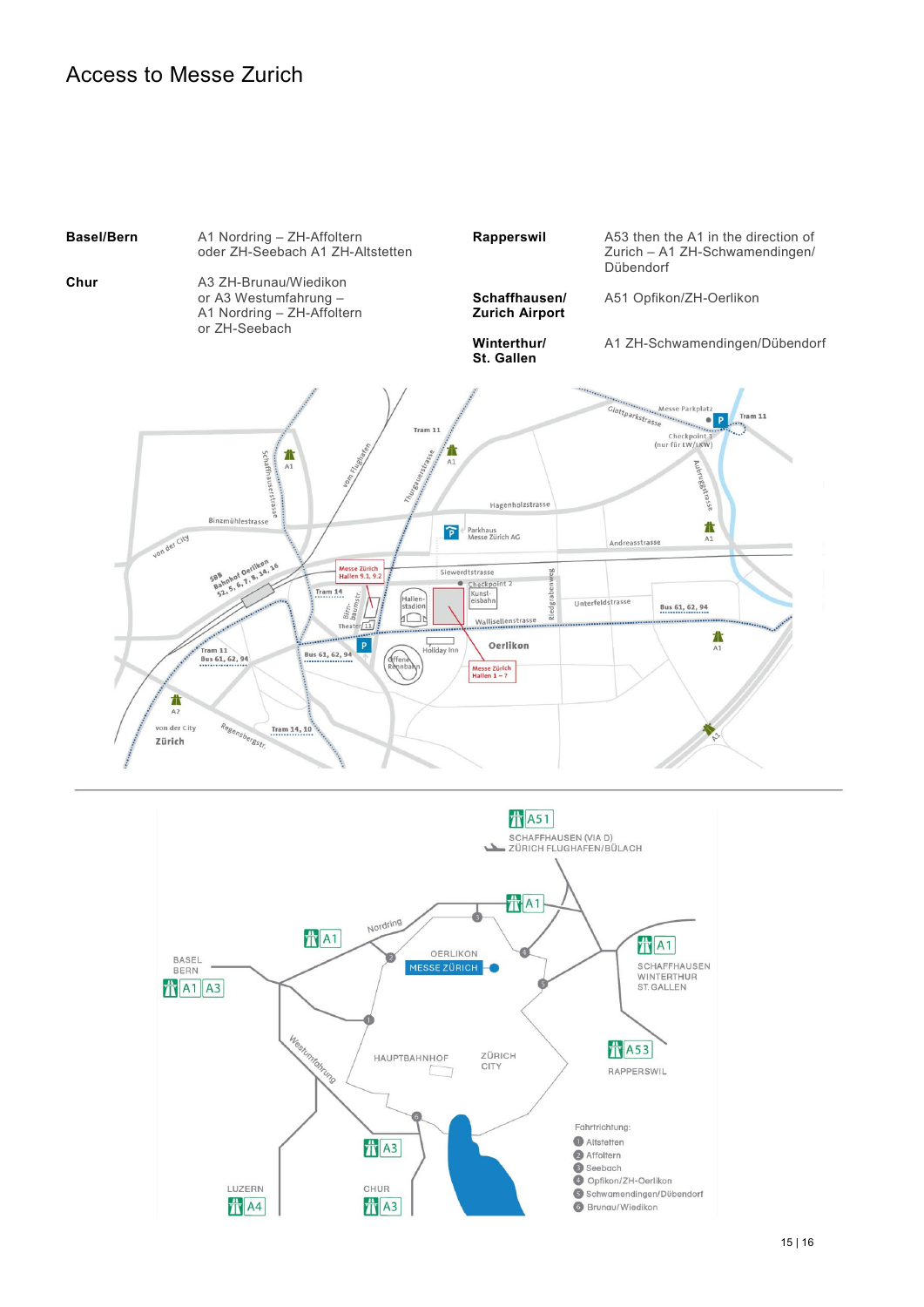# Access to Messe Zurich

| | | | |
|---|---|---|---|
| **Basel/Bern** | A1 Nordring – ZH-Affoltern oder ZH-Seebach A1 ZH-Altstetten | **Rapperswil** | A53 then the A1 in the direction of Zurich – A1 ZH-Schwamendingen/ Dübendorf |
| **Chur** | A3 ZH-Brunau/Wiedikon or A3 Westumfahrung – A1 Nordring – ZH-Affoltern or ZH-Seebach | **Schaffhausen/ Zurich Airport** | A51 Opfikon/ZH-Oerlikon |
| | | **Winterthur/ St. Gallen** | A1 ZH-Schwamendingen/Dübendorf |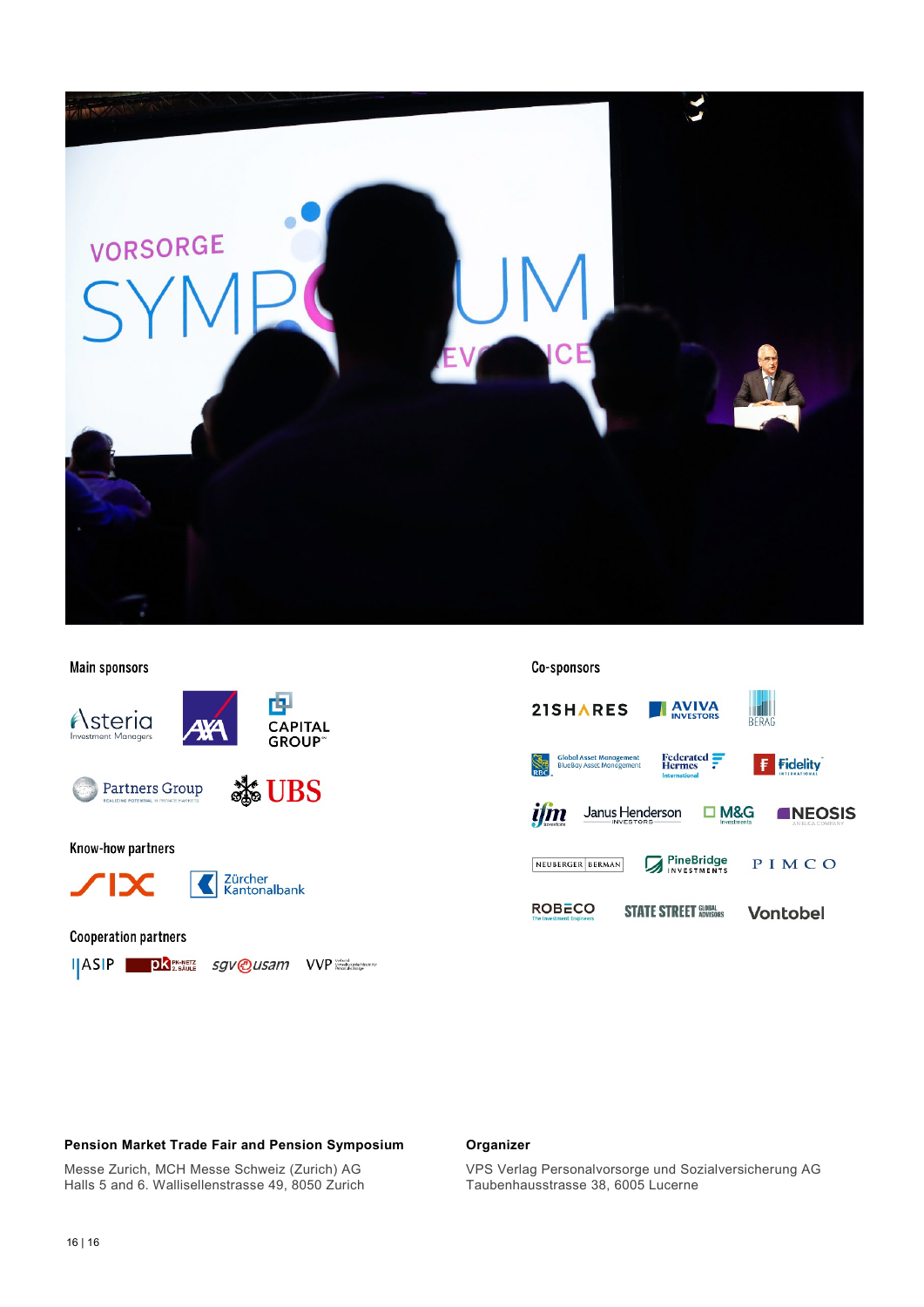Main sponsors

Asteria Investment Managers · AXA · Capital Group · Partners Group · UBS

Know-how partners

SIX · Zürcher Kantonalbank

Cooperation partners

ASIP · pk PK-NETZ 2. SÄULE · sgv@usam · VVP

Co-sponsors

21SHARES · AVIVA INVESTORS · BERAG · RBC Global Asset Management BlueBay Asset Management · Federated Hermes International · Fidelity International · ifm investors · Janus Henderson Investors · M&G Investments · NEOSIS · NEUBERGER BERMAN · PineBridge Investments · PIMCO · ROBECO The Investment Engineers · STATE STREET GLOBAL ADVISORS · Vontobel

**Pension Market Trade Fair and Pension Symposium**

Messe Zurich, MCH Messe Schweiz (Zurich) AG
Halls 5 and 6. Wallisellenstrasse 49, 8050 Zurich

**Organizer**

VPS Verlag Personalvorsorge und Sozialversicherung AG
Taubenhausstrasse 38, 6005 Lucerne